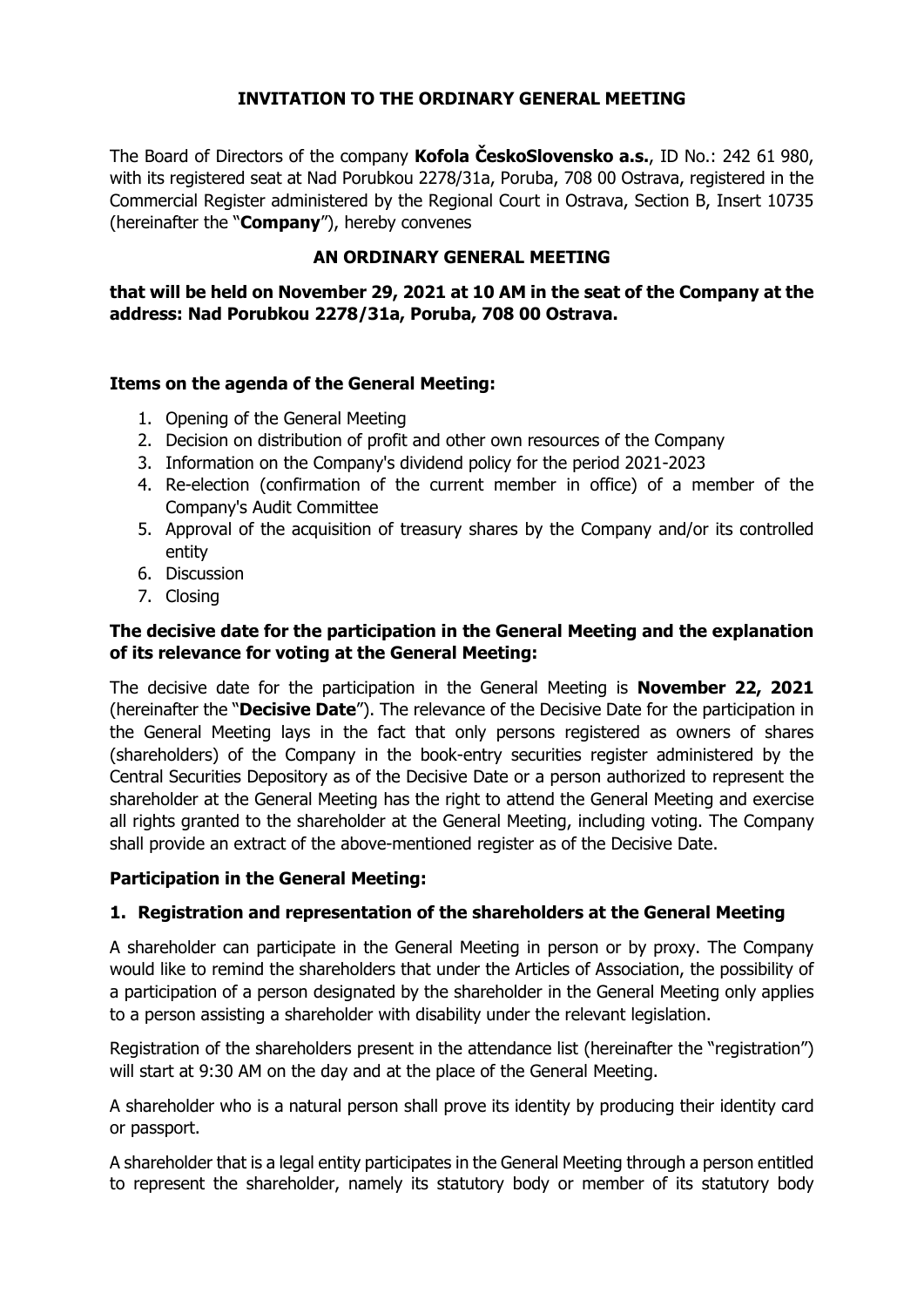# INVITATION TO THE ORDINARY GENERAL MEETING

The Board of Directors of the company **Kofola ČeskoSlovensko a.s.**, ID No.: 242 61 980, with its registered seat at Nad Porubkou 2278/31a, Poruba, 708 00 Ostrava, registered in the Commercial Register administered by the Regional Court in Ostrava, Section B, Insert 10735 (hereinafter the "**Company**"), hereby convenes

## AN ORDINARY GENERAL MEETING

**that will be held on November 29, 2021 at 10 AM in the seat of the Company at the address: Nad Porubkou 2278/31a, Poruba, 708 00 Ostrava.**

### Items on the agenda of the General Meeting:

1. Opening of the General Meeting
2. Decision on distribution of profit and other own resources of the Company
3. Information on the Company's dividend policy for the period 2021-2023
4. Re-election (confirmation of the current member in office) of a member of the Company's Audit Committee
5. Approval of the acquisition of treasury shares by the Company and/or its controlled entity
6. Discussion
7. Closing

### The decisive date for the participation in the General Meeting and the explanation of its relevance for voting at the General Meeting:

The decisive date for the participation in the General Meeting is **November 22, 2021** (hereinafter the "**Decisive Date**"). The relevance of the Decisive Date for the participation in the General Meeting lays in the fact that only persons registered as owners of shares (shareholders) of the Company in the book-entry securities register administered by the Central Securities Depository as of the Decisive Date or a person authorized to represent the shareholder at the General Meeting has the right to attend the General Meeting and exercise all rights granted to the shareholder at the General Meeting, including voting. The Company shall provide an extract of the above-mentioned register as of the Decisive Date.

### Participation in the General Meeting:

#### 1. Registration and representation of the shareholders at the General Meeting

A shareholder can participate in the General Meeting in person or by proxy. The Company would like to remind the shareholders that under the Articles of Association, the possibility of a participation of a person designated by the shareholder in the General Meeting only applies to a person assisting a shareholder with disability under the relevant legislation.

Registration of the shareholders present in the attendance list (hereinafter the "registration") will start at 9:30 AM on the day and at the place of the General Meeting.

A shareholder who is a natural person shall prove its identity by producing their identity card or passport.

A shareholder that is a legal entity participates in the General Meeting through a person entitled to represent the shareholder, namely its statutory body or member of its statutory body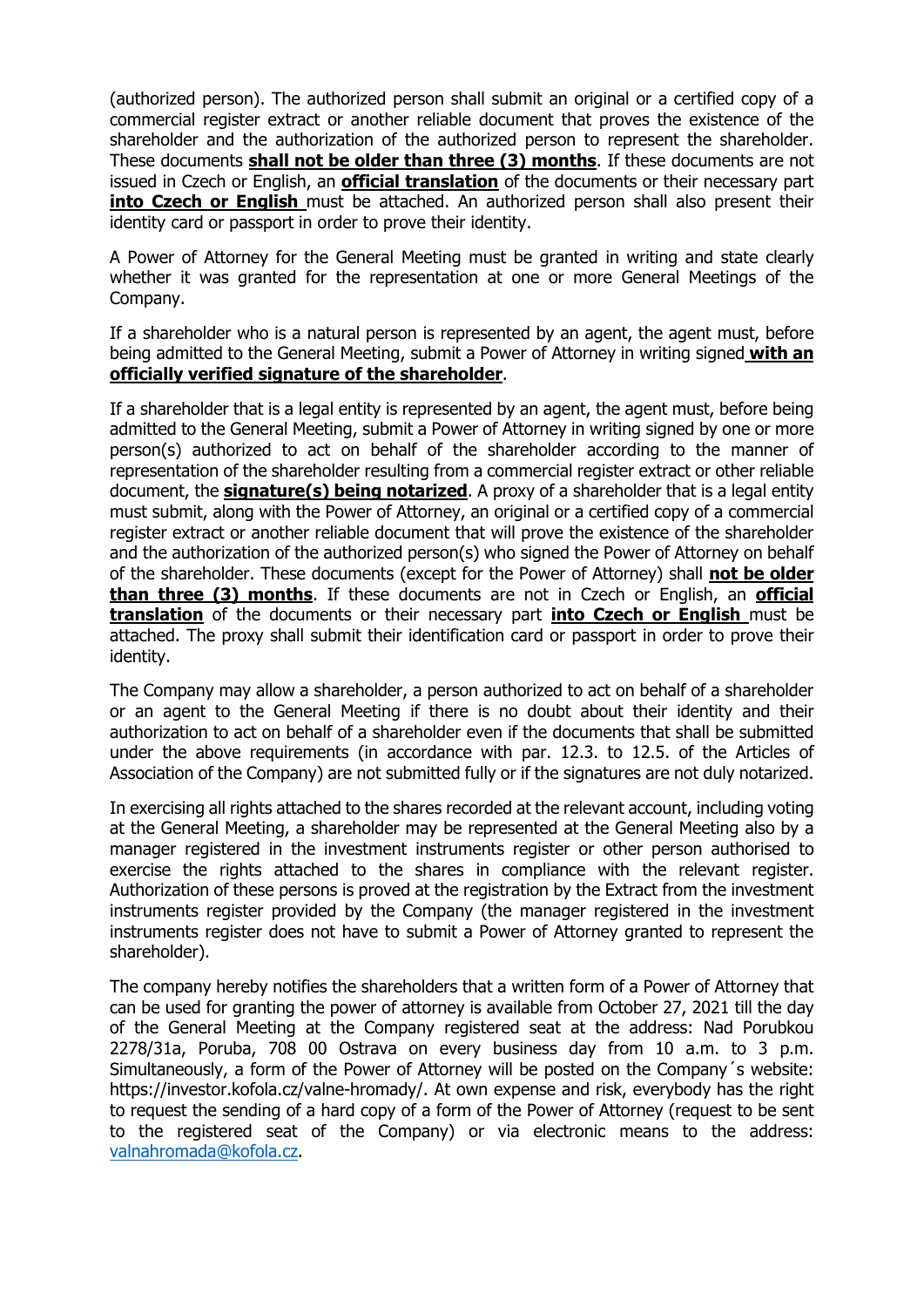(authorized person). The authorized person shall submit an original or a certified copy of a commercial register extract or another reliable document that proves the existence of the shareholder and the authorization of the authorized person to represent the shareholder. These documents **shall not be older than three (3) months**. If these documents are not issued in Czech or English, an **official translation** of the documents or their necessary part **into Czech or English** must be attached. An authorized person shall also present their identity card or passport in order to prove their identity.

A Power of Attorney for the General Meeting must be granted in writing and state clearly whether it was granted for the representation at one or more General Meetings of the Company.

If a shareholder who is a natural person is represented by an agent, the agent must, before being admitted to the General Meeting, submit a Power of Attorney in writing signed **with an officially verified signature of the shareholder**.

If a shareholder that is a legal entity is represented by an agent, the agent must, before being admitted to the General Meeting, submit a Power of Attorney in writing signed by one or more person(s) authorized to act on behalf of the shareholder according to the manner of representation of the shareholder resulting from a commercial register extract or other reliable document, the **signature(s) being notarized**. A proxy of a shareholder that is a legal entity must submit, along with the Power of Attorney, an original or a certified copy of a commercial register extract or another reliable document that will prove the existence of the shareholder and the authorization of the authorized person(s) who signed the Power of Attorney on behalf of the shareholder. These documents (except for the Power of Attorney) shall **not be older than three (3) months**. If these documents are not in Czech or English, an **official translation** of the documents or their necessary part **into Czech or English** must be attached. The proxy shall submit their identification card or passport in order to prove their identity.

The Company may allow a shareholder, a person authorized to act on behalf of a shareholder or an agent to the General Meeting if there is no doubt about their identity and their authorization to act on behalf of a shareholder even if the documents that shall be submitted under the above requirements (in accordance with par. 12.3. to 12.5. of the Articles of Association of the Company) are not submitted fully or if the signatures are not duly notarized.

In exercising all rights attached to the shares recorded at the relevant account, including voting at the General Meeting, a shareholder may be represented at the General Meeting also by a manager registered in the investment instruments register or other person authorised to exercise the rights attached to the shares in compliance with the relevant register. Authorization of these persons is proved at the registration by the Extract from the investment instruments register provided by the Company (the manager registered in the investment instruments register does not have to submit a Power of Attorney granted to represent the shareholder).

The company hereby notifies the shareholders that a written form of a Power of Attorney that can be used for granting the power of attorney is available from October 27, 2021 till the day of the General Meeting at the Company registered seat at the address: Nad Porubkou 2278/31a, Poruba, 708 00 Ostrava on every business day from 10 a.m. to 3 p.m. Simultaneously, a form of the Power of Attorney will be posted on the Company´s website: https://investor.kofola.cz/valne-hromady/. At own expense and risk, everybody has the right to request the sending of a hard copy of a form of the Power of Attorney (request to be sent to the registered seat of the Company) or via electronic means to the address: valnahromada@kofola.cz.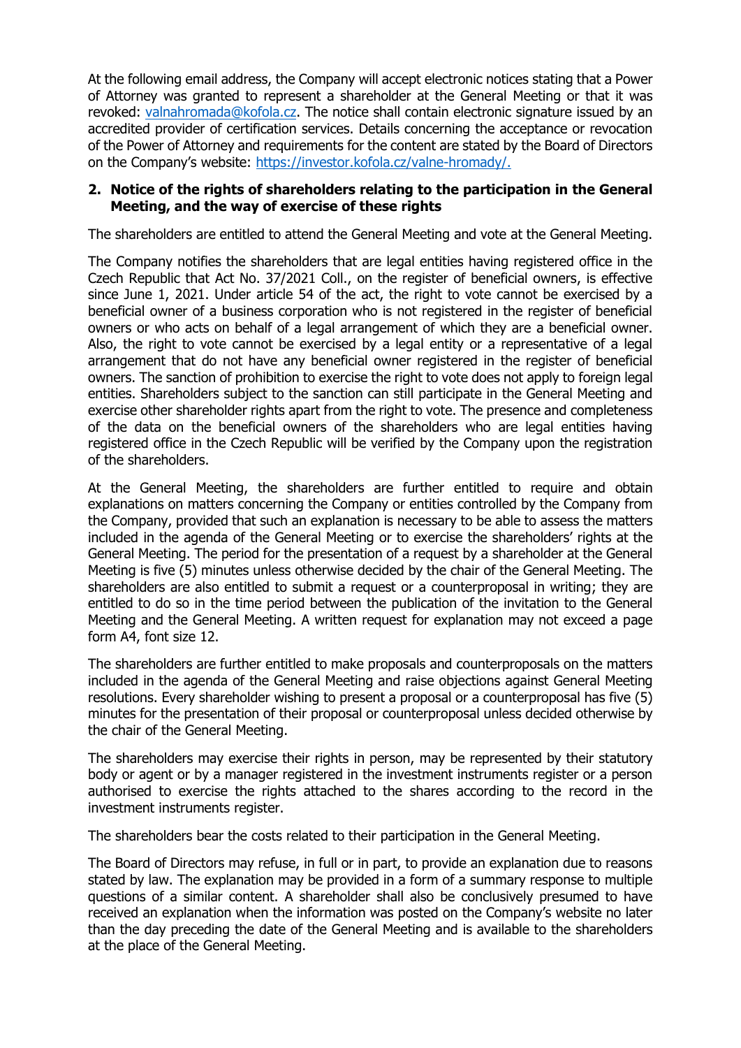At the following email address, the Company will accept electronic notices stating that a Power of Attorney was granted to represent a shareholder at the General Meeting or that it was revoked: [valnahromada@kofola.cz](mailto:valnahromada@kofola.cz). The notice shall contain electronic signature issued by an accredited provider of certification services. Details concerning the acceptance or revocation of the Power of Attorney and requirements for the content are stated by the Board of Directors on the Company's website: [https://investor.kofola.cz/valne-hromady/.](https://investor.kofola.cz/valne-hromady/)

## 2. Notice of the rights of shareholders relating to the participation in the General Meeting, and the way of exercise of these rights

The shareholders are entitled to attend the General Meeting and vote at the General Meeting.

The Company notifies the shareholders that are legal entities having registered office in the Czech Republic that Act No. 37/2021 Coll., on the register of beneficial owners, is effective since June 1, 2021. Under article 54 of the act, the right to vote cannot be exercised by a beneficial owner of a business corporation who is not registered in the register of beneficial owners or who acts on behalf of a legal arrangement of which they are a beneficial owner. Also, the right to vote cannot be exercised by a legal entity or a representative of a legal arrangement that do not have any beneficial owner registered in the register of beneficial owners. The sanction of prohibition to exercise the right to vote does not apply to foreign legal entities. Shareholders subject to the sanction can still participate in the General Meeting and exercise other shareholder rights apart from the right to vote. The presence and completeness of the data on the beneficial owners of the shareholders who are legal entities having registered office in the Czech Republic will be verified by the Company upon the registration of the shareholders.

At the General Meeting, the shareholders are further entitled to require and obtain explanations on matters concerning the Company or entities controlled by the Company from the Company, provided that such an explanation is necessary to be able to assess the matters included in the agenda of the General Meeting or to exercise the shareholders' rights at the General Meeting. The period for the presentation of a request by a shareholder at the General Meeting is five (5) minutes unless otherwise decided by the chair of the General Meeting. The shareholders are also entitled to submit a request or a counterproposal in writing; they are entitled to do so in the time period between the publication of the invitation to the General Meeting and the General Meeting. A written request for explanation may not exceed a page form A4, font size 12.

The shareholders are further entitled to make proposals and counterproposals on the matters included in the agenda of the General Meeting and raise objections against General Meeting resolutions. Every shareholder wishing to present a proposal or a counterproposal has five (5) minutes for the presentation of their proposal or counterproposal unless decided otherwise by the chair of the General Meeting.

The shareholders may exercise their rights in person, may be represented by their statutory body or agent or by a manager registered in the investment instruments register or a person authorised to exercise the rights attached to the shares according to the record in the investment instruments register.

The shareholders bear the costs related to their participation in the General Meeting.

The Board of Directors may refuse, in full or in part, to provide an explanation due to reasons stated by law. The explanation may be provided in a form of a summary response to multiple questions of a similar content. A shareholder shall also be conclusively presumed to have received an explanation when the information was posted on the Company's website no later than the day preceding the date of the General Meeting and is available to the shareholders at the place of the General Meeting.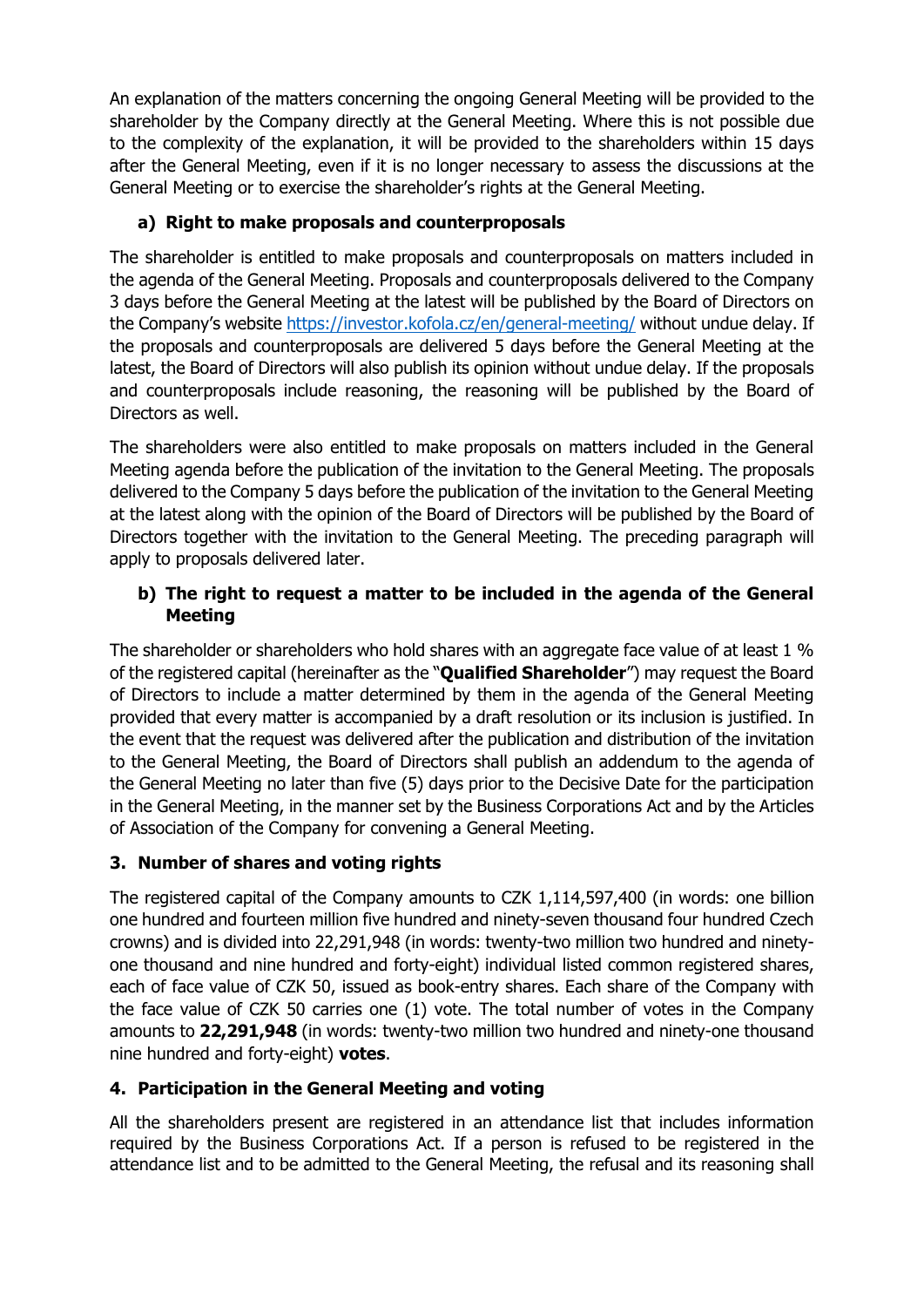An explanation of the matters concerning the ongoing General Meeting will be provided to the shareholder by the Company directly at the General Meeting. Where this is not possible due to the complexity of the explanation, it will be provided to the shareholders within 15 days after the General Meeting, even if it is no longer necessary to assess the discussions at the General Meeting or to exercise the shareholder's rights at the General Meeting.

### a) Right to make proposals and counterproposals

The shareholder is entitled to make proposals and counterproposals on matters included in the agenda of the General Meeting. Proposals and counterproposals delivered to the Company 3 days before the General Meeting at the latest will be published by the Board of Directors on the Company's website https://investor.kofola.cz/en/general-meeting/ without undue delay. If the proposals and counterproposals are delivered 5 days before the General Meeting at the latest, the Board of Directors will also publish its opinion without undue delay. If the proposals and counterproposals include reasoning, the reasoning will be published by the Board of Directors as well.

The shareholders were also entitled to make proposals on matters included in the General Meeting agenda before the publication of the invitation to the General Meeting. The proposals delivered to the Company 5 days before the publication of the invitation to the General Meeting at the latest along with the opinion of the Board of Directors will be published by the Board of Directors together with the invitation to the General Meeting. The preceding paragraph will apply to proposals delivered later.

### b) The right to request a matter to be included in the agenda of the General Meeting

The shareholder or shareholders who hold shares with an aggregate face value of at least 1 % of the registered capital (hereinafter as the "**Qualified Shareholder**") may request the Board of Directors to include a matter determined by them in the agenda of the General Meeting provided that every matter is accompanied by a draft resolution or its inclusion is justified. In the event that the request was delivered after the publication and distribution of the invitation to the General Meeting, the Board of Directors shall publish an addendum to the agenda of the General Meeting no later than five (5) days prior to the Decisive Date for the participation in the General Meeting, in the manner set by the Business Corporations Act and by the Articles of Association of the Company for convening a General Meeting.

## 3. Number of shares and voting rights

The registered capital of the Company amounts to CZK 1,114,597,400 (in words: one billion one hundred and fourteen million five hundred and ninety-seven thousand four hundred Czech crowns) and is divided into 22,291,948 (in words: twenty-two million two hundred and ninety-one thousand and nine hundred and forty-eight) individual listed common registered shares, each of face value of CZK 50, issued as book-entry shares. Each share of the Company with the face value of CZK 50 carries one (1) vote. The total number of votes in the Company amounts to **22,291,948** (in words: twenty-two million two hundred and ninety-one thousand nine hundred and forty-eight) **votes**.

## 4. Participation in the General Meeting and voting

All the shareholders present are registered in an attendance list that includes information required by the Business Corporations Act. If a person is refused to be registered in the attendance list and to be admitted to the General Meeting, the refusal and its reasoning shall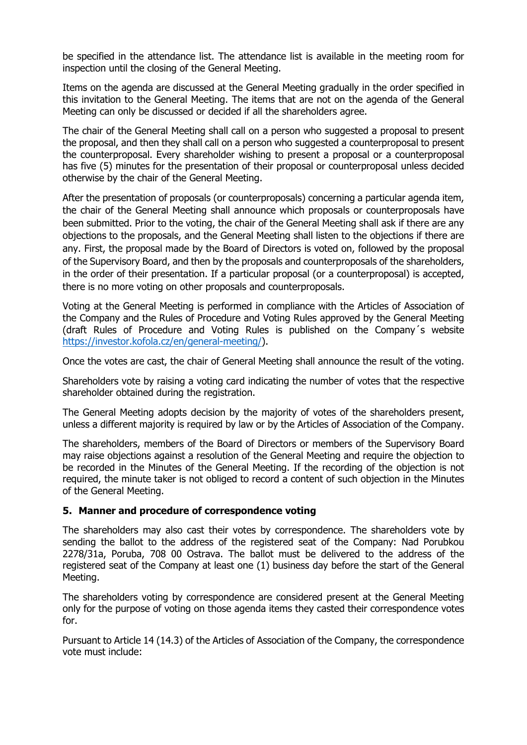be specified in the attendance list. The attendance list is available in the meeting room for inspection until the closing of the General Meeting.

Items on the agenda are discussed at the General Meeting gradually in the order specified in this invitation to the General Meeting. The items that are not on the agenda of the General Meeting can only be discussed or decided if all the shareholders agree.

The chair of the General Meeting shall call on a person who suggested a proposal to present the proposal, and then they shall call on a person who suggested a counterproposal to present the counterproposal. Every shareholder wishing to present a proposal or a counterproposal has five (5) minutes for the presentation of their proposal or counterproposal unless decided otherwise by the chair of the General Meeting.

After the presentation of proposals (or counterproposals) concerning a particular agenda item, the chair of the General Meeting shall announce which proposals or counterproposals have been submitted. Prior to the voting, the chair of the General Meeting shall ask if there are any objections to the proposals, and the General Meeting shall listen to the objections if there are any. First, the proposal made by the Board of Directors is voted on, followed by the proposal of the Supervisory Board, and then by the proposals and counterproposals of the shareholders, in the order of their presentation. If a particular proposal (or a counterproposal) is accepted, there is no more voting on other proposals and counterproposals.

Voting at the General Meeting is performed in compliance with the Articles of Association of the Company and the Rules of Procedure and Voting Rules approved by the General Meeting (draft Rules of Procedure and Voting Rules is published on the Company´s website [https://investor.kofola.cz/en/general-meeting/](https://investor.kofola.cz/en/general-meeting/)).

Once the votes are cast, the chair of General Meeting shall announce the result of the voting.

Shareholders vote by raising a voting card indicating the number of votes that the respective shareholder obtained during the registration.

The General Meeting adopts decision by the majority of votes of the shareholders present, unless a different majority is required by law or by the Articles of Association of the Company.

The shareholders, members of the Board of Directors or members of the Supervisory Board may raise objections against a resolution of the General Meeting and require the objection to be recorded in the Minutes of the General Meeting. If the recording of the objection is not required, the minute taker is not obliged to record a content of such objection in the Minutes of the General Meeting.

## 5. Manner and procedure of correspondence voting

The shareholders may also cast their votes by correspondence. The shareholders vote by sending the ballot to the address of the registered seat of the Company: Nad Porubkou 2278/31a, Poruba, 708 00 Ostrava. The ballot must be delivered to the address of the registered seat of the Company at least one (1) business day before the start of the General Meeting.

The shareholders voting by correspondence are considered present at the General Meeting only for the purpose of voting on those agenda items they casted their correspondence votes for.

Pursuant to Article 14 (14.3) of the Articles of Association of the Company, the correspondence vote must include: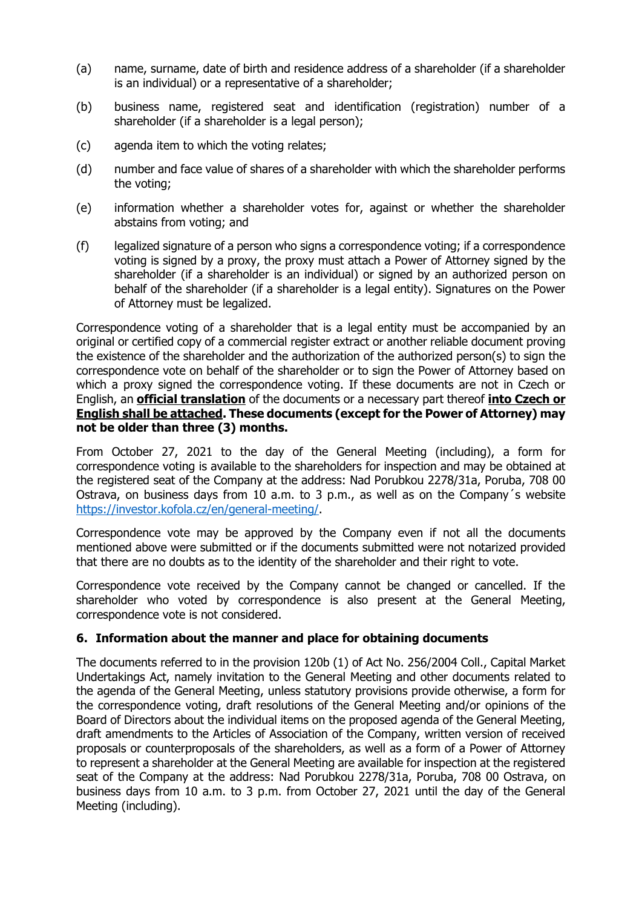(a) name, surname, date of birth and residence address of a shareholder (if a shareholder is an individual) or a representative of a shareholder;

(b) business name, registered seat and identification (registration) number of a shareholder (if a shareholder is a legal person);

(c) agenda item to which the voting relates;

(d) number and face value of shares of a shareholder with which the shareholder performs the voting;

(e) information whether a shareholder votes for, against or whether the shareholder abstains from voting; and

(f) legalized signature of a person who signs a correspondence voting; if a correspondence voting is signed by a proxy, the proxy must attach a Power of Attorney signed by the shareholder (if a shareholder is an individual) or signed by an authorized person on behalf of the shareholder (if a shareholder is a legal entity). Signatures on the Power of Attorney must be legalized.

Correspondence voting of a shareholder that is a legal entity must be accompanied by an original or certified copy of a commercial register extract or another reliable document proving the existence of the shareholder and the authorization of the authorized person(s) to sign the correspondence vote on behalf of the shareholder or to sign the Power of Attorney based on which a proxy signed the correspondence voting. If these documents are not in Czech or English, an **official translation** of the documents or a necessary part thereof **into Czech or English shall be attached. These documents (except for the Power of Attorney) may not be older than three (3) months.**

From October 27, 2021 to the day of the General Meeting (including), a form for correspondence voting is available to the shareholders for inspection and may be obtained at the registered seat of the Company at the address: Nad Porubkou 2278/31a, Poruba, 708 00 Ostrava, on business days from 10 a.m. to 3 p.m., as well as on the Company´s website https://investor.kofola.cz/en/general-meeting/.

Correspondence vote may be approved by the Company even if not all the documents mentioned above were submitted or if the documents submitted were not notarized provided that there are no doubts as to the identity of the shareholder and their right to vote.

Correspondence vote received by the Company cannot be changed or cancelled. If the shareholder who voted by correspondence is also present at the General Meeting, correspondence vote is not considered.

## 6. Information about the manner and place for obtaining documents

The documents referred to in the provision 120b (1) of Act No. 256/2004 Coll., Capital Market Undertakings Act, namely invitation to the General Meeting and other documents related to the agenda of the General Meeting, unless statutory provisions provide otherwise, a form for the correspondence voting, draft resolutions of the General Meeting and/or opinions of the Board of Directors about the individual items on the proposed agenda of the General Meeting, draft amendments to the Articles of Association of the Company, written version of received proposals or counterproposals of the shareholders, as well as a form of a Power of Attorney to represent a shareholder at the General Meeting are available for inspection at the registered seat of the Company at the address: Nad Porubkou 2278/31a, Poruba, 708 00 Ostrava, on business days from 10 a.m. to 3 p.m. from October 27, 2021 until the day of the General Meeting (including).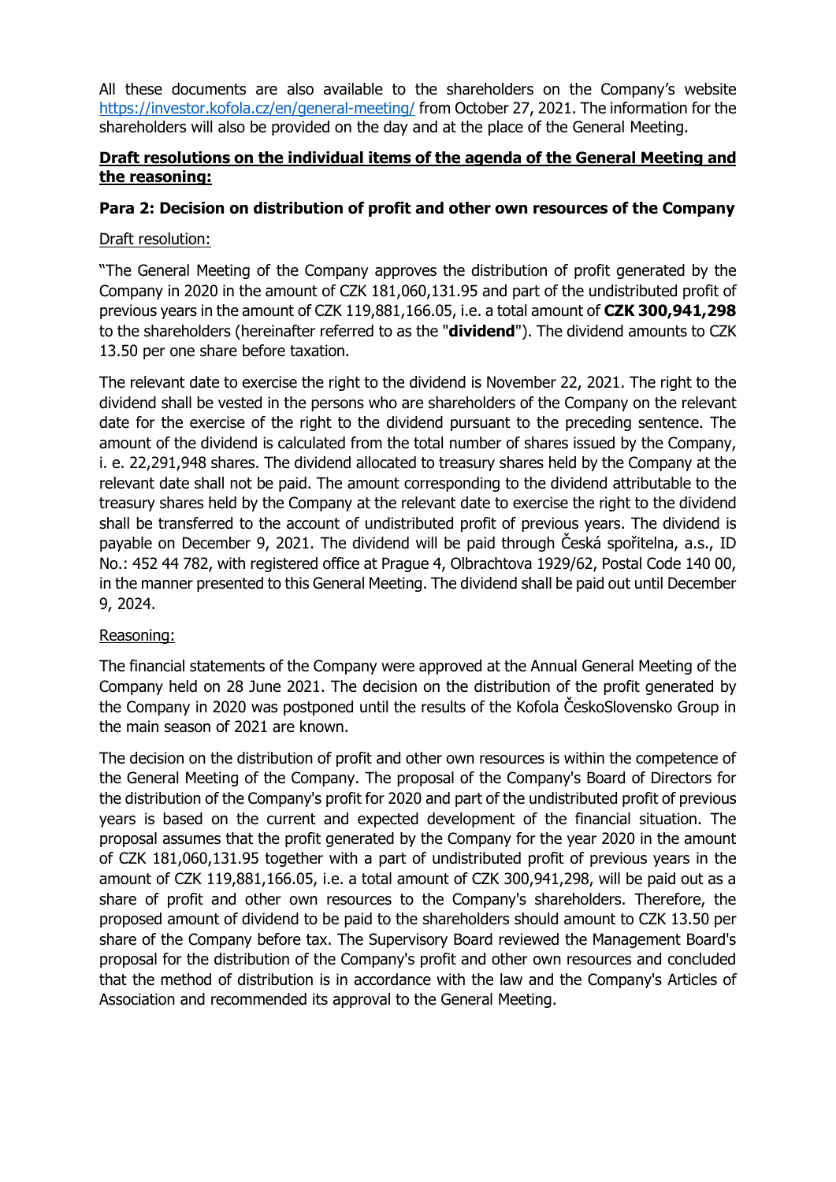All these documents are also available to the shareholders on the Company's website https://investor.kofola.cz/en/general-meeting/ from October 27, 2021. The information for the shareholders will also be provided on the day and at the place of the General Meeting.

**Draft resolutions on the individual items of the agenda of the General Meeting and the reasoning:**

**Para 2: Decision on distribution of profit and other own resources of the Company**

Draft resolution:

"The General Meeting of the Company approves the distribution of profit generated by the Company in 2020 in the amount of CZK 181,060,131.95 and part of the undistributed profit of previous years in the amount of CZK 119,881,166.05, i.e. a total amount of **CZK 300,941,298** to the shareholders (hereinafter referred to as the "**dividend**"). The dividend amounts to CZK 13.50 per one share before taxation.

The relevant date to exercise the right to the dividend is November 22, 2021. The right to the dividend shall be vested in the persons who are shareholders of the Company on the relevant date for the exercise of the right to the dividend pursuant to the preceding sentence. The amount of the dividend is calculated from the total number of shares issued by the Company, i. e. 22,291,948 shares. The dividend allocated to treasury shares held by the Company at the relevant date shall not be paid. The amount corresponding to the dividend attributable to the treasury shares held by the Company at the relevant date to exercise the right to the dividend shall be transferred to the account of undistributed profit of previous years. The dividend is payable on December 9, 2021. The dividend will be paid through Česká spořitelna, a.s., ID No.: 452 44 782, with registered office at Prague 4, Olbrachtova 1929/62, Postal Code 140 00, in the manner presented to this General Meeting. The dividend shall be paid out until December 9, 2024.

Reasoning:

The financial statements of the Company were approved at the Annual General Meeting of the Company held on 28 June 2021. The decision on the distribution of the profit generated by the Company in 2020 was postponed until the results of the Kofola ČeskoSlovensko Group in the main season of 2021 are known.

The decision on the distribution of profit and other own resources is within the competence of the General Meeting of the Company. The proposal of the Company's Board of Directors for the distribution of the Company's profit for 2020 and part of the undistributed profit of previous years is based on the current and expected development of the financial situation. The proposal assumes that the profit generated by the Company for the year 2020 in the amount of CZK 181,060,131.95 together with a part of undistributed profit of previous years in the amount of CZK 119,881,166.05, i.e. a total amount of CZK 300,941,298, will be paid out as a share of profit and other own resources to the Company's shareholders. Therefore, the proposed amount of dividend to be paid to the shareholders should amount to CZK 13.50 per share of the Company before tax. The Supervisory Board reviewed the Management Board's proposal for the distribution of the Company's profit and other own resources and concluded that the method of distribution is in accordance with the law and the Company's Articles of Association and recommended its approval to the General Meeting.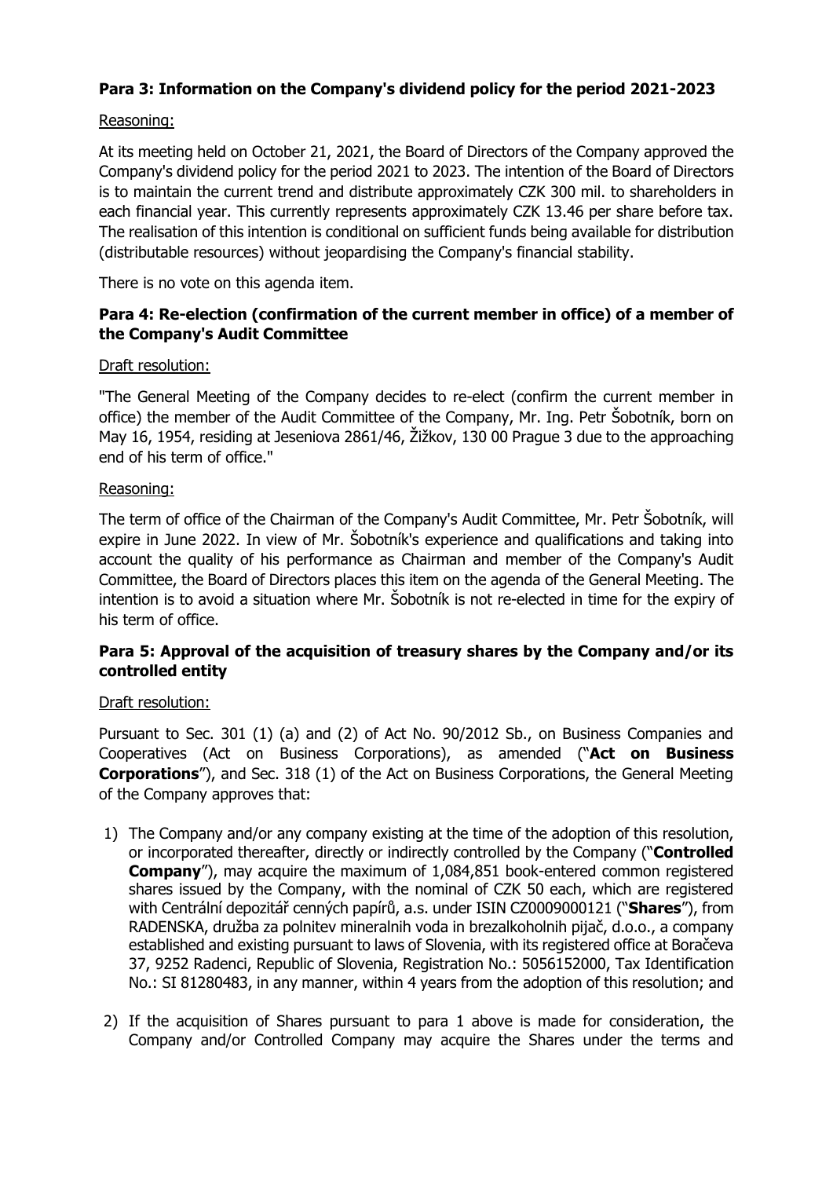**Para 3: Information on the Company's dividend policy for the period 2021-2023**

Reasoning:

At its meeting held on October 21, 2021, the Board of Directors of the Company approved the Company's dividend policy for the period 2021 to 2023. The intention of the Board of Directors is to maintain the current trend and distribute approximately CZK 300 mil. to shareholders in each financial year. This currently represents approximately CZK 13.46 per share before tax. The realisation of this intention is conditional on sufficient funds being available for distribution (distributable resources) without jeopardising the Company's financial stability.

There is no vote on this agenda item.

**Para 4: Re-election (confirmation of the current member in office) of a member of the Company's Audit Committee**

Draft resolution:

"The General Meeting of the Company decides to re-elect (confirm the current member in office) the member of the Audit Committee of the Company, Mr. Ing. Petr Šobotník, born on May 16, 1954, residing at Jeseniova 2861/46, Žižkov, 130 00 Prague 3 due to the approaching end of his term of office."

Reasoning:

The term of office of the Chairman of the Company's Audit Committee, Mr. Petr Šobotník, will expire in June 2022. In view of Mr. Šobotník's experience and qualifications and taking into account the quality of his performance as Chairman and member of the Company's Audit Committee, the Board of Directors places this item on the agenda of the General Meeting. The intention is to avoid a situation where Mr. Šobotník is not re-elected in time for the expiry of his term of office.

**Para 5: Approval of the acquisition of treasury shares by the Company and/or its controlled entity**

Draft resolution:

Pursuant to Sec. 301 (1) (a) and (2) of Act No. 90/2012 Sb., on Business Companies and Cooperatives (Act on Business Corporations), as amended ("**Act on Business Corporations**"), and Sec. 318 (1) of the Act on Business Corporations, the General Meeting of the Company approves that:

1) The Company and/or any company existing at the time of the adoption of this resolution, or incorporated thereafter, directly or indirectly controlled by the Company ("**Controlled Company**"), may acquire the maximum of 1,084,851 book-entered common registered shares issued by the Company, with the nominal of CZK 50 each, which are registered with Centrální depozitář cenných papírů, a.s. under ISIN CZ0009000121 ("**Shares**"), from RADENSKA, družba za polnitev mineralnih voda in brezalkoholnih pijač, d.o.o., a company established and existing pursuant to laws of Slovenia, with its registered office at Boračeva 37, 9252 Radenci, Republic of Slovenia, Registration No.: 5056152000, Tax Identification No.: SI 81280483, in any manner, within 4 years from the adoption of this resolution; and

2) If the acquisition of Shares pursuant to para 1 above is made for consideration, the Company and/or Controlled Company may acquire the Shares under the terms and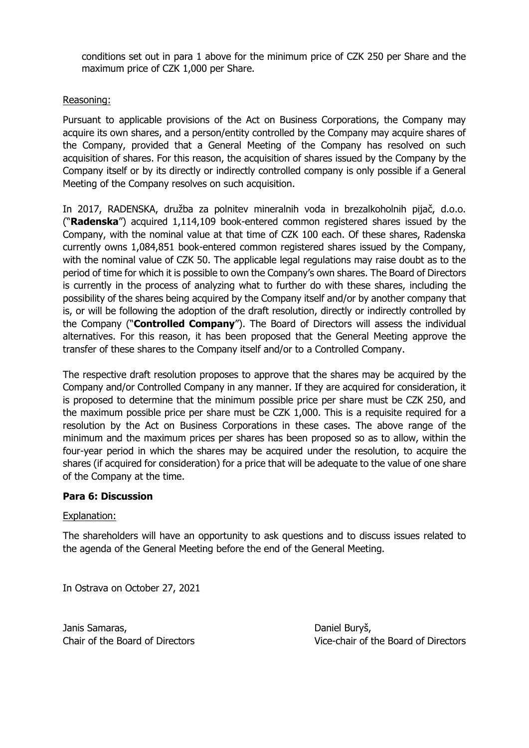conditions set out in para 1 above for the minimum price of CZK 250 per Share and the maximum price of CZK 1,000 per Share.

Reasoning:

Pursuant to applicable provisions of the Act on Business Corporations, the Company may acquire its own shares, and a person/entity controlled by the Company may acquire shares of the Company, provided that a General Meeting of the Company has resolved on such acquisition of shares. For this reason, the acquisition of shares issued by the Company by the Company itself or by its directly or indirectly controlled company is only possible if a General Meeting of the Company resolves on such acquisition.

In 2017, RADENSKA, družba za polnitev mineralnih voda in brezalkoholnih pijač, d.o.o. ("**Radenska**") acquired 1,114,109 book-entered common registered shares issued by the Company, with the nominal value at that time of CZK 100 each. Of these shares, Radenska currently owns 1,084,851 book-entered common registered shares issued by the Company, with the nominal value of CZK 50. The applicable legal regulations may raise doubt as to the period of time for which it is possible to own the Company's own shares. The Board of Directors is currently in the process of analyzing what to further do with these shares, including the possibility of the shares being acquired by the Company itself and/or by another company that is, or will be following the adoption of the draft resolution, directly or indirectly controlled by the Company ("**Controlled Company**"). The Board of Directors will assess the individual alternatives. For this reason, it has been proposed that the General Meeting approve the transfer of these shares to the Company itself and/or to a Controlled Company.

The respective draft resolution proposes to approve that the shares may be acquired by the Company and/or Controlled Company in any manner. If they are acquired for consideration, it is proposed to determine that the minimum possible price per share must be CZK 250, and the maximum possible price per share must be CZK 1,000. This is a requisite required for a resolution by the Act on Business Corporations in these cases. The above range of the minimum and the maximum prices per shares has been proposed so as to allow, within the four-year period in which the shares may be acquired under the resolution, to acquire the shares (if acquired for consideration) for a price that will be adequate to the value of one share of the Company at the time.

**Para 6: Discussion**

Explanation:

The shareholders will have an opportunity to ask questions and to discuss issues related to the agenda of the General Meeting before the end of the General Meeting.

In Ostrava on October 27, 2021

Janis Samaras,
Chair of the Board of Directors

Daniel Buryš,
Vice-chair of the Board of Directors